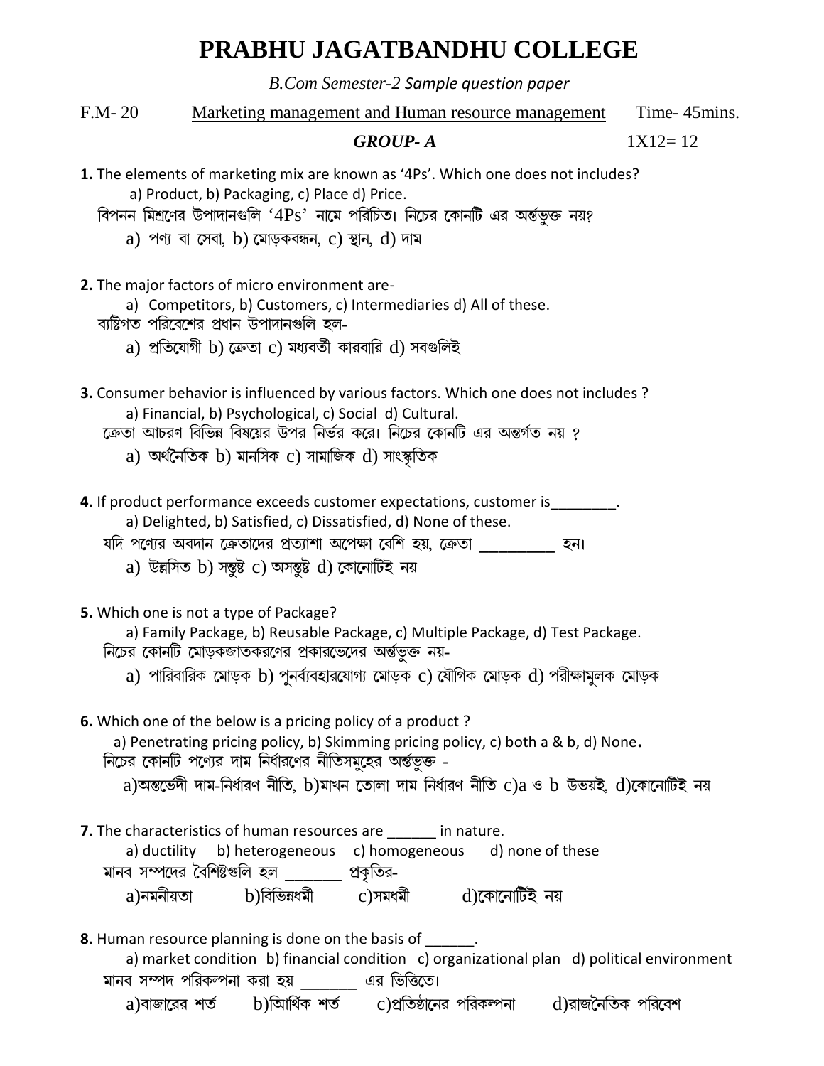# PRABHU JAGATBANDHU COLLEGE

*B.Com Semester-2 Sample question paper*

F.M- 20 &nbsp;&nbsp;&nbsp;&nbsp; Marketing management and Human resource management &nbsp;&nbsp;&nbsp;&nbsp; Time- 45mins.

## *GROUP- A* &nbsp;&nbsp;&nbsp;&nbsp; 1X12= 12

**1.** The elements of marketing mix are known as '4Ps'. Which one does not includes?
a) Product, b) Packaging, c) Place d) Price.
বিপনন মিশ্রণের উপাদানগুলি '4Ps' নামে পরিচিত। নিচের কোনটি এর অন্তর্ভুক্ত নয়?
a) পণ্য বা সেবা, b) মোড়কবন্ধন, c) স্থান, d) দাম

**2.** The major factors of micro environment are-
a) Competitors, b) Customers, c) Intermediaries d) All of these.
ব্যষ্টিগত পরিবেশের প্রধান উপাদানগুলি হল-
a) প্রতিযোগী b) ক্রেতা c) মধ্যবর্তী কারবারি d) সবগুলিই

**3.** Consumer behavior is influenced by various factors. Which one does not includes ?
a) Financial, b) Psychological, c) Social d) Cultural.
ক্রেতা আচরণ বিভিন্ন বিষয়ের উপর নির্ভর করে। নিচের কোনটি এর অন্তর্গত নয় ?
a) অর্থনৈতিক b) মানসিক c) সামাজিক d) সাংস্কৃতিক

**4.** If product performance exceeds customer expectations, customer is________.
a) Delighted, b) Satisfied, c) Dissatisfied, d) None of these.
যদি পণ্যের অবদান ক্রেতাদের প্রত্যাশা অপেক্ষা বেশি হয়, ক্রেতা _________ হন।
a) উল্লসিত b) সন্তুষ্ট c) অসন্তুষ্ট d) কোনোটিই নয়

**5.** Which one is not a type of Package?
a) Family Package, b) Reusable Package, c) Multiple Package, d) Test Package.
নিচের কোনটি মোড়কজাতকরণের প্রকারভেদের অর্ন্তভুক্ত নয়-
a) পারিবারিক মোড়ক b) পুনর্ব্যবহারযোগ্য মোড়ক c) যৌগিক মোড়ক d) পরীক্ষামুলক মোড়ক

**6.** Which one of the below is a pricing policy of a product ?
a) Penetrating pricing policy, b) Skimming pricing policy, c) both a & b, d) None.
নিচের কোনটি পণ্যের দাম নির্ধারণের নীতিসমুহের অর্ন্তভুক্ত -
a)অন্তর্ভেদী দাম-নির্ধারণ নীতি, b)মাখন তোলা দাম নির্ধারণ নীতি c)a ও b উভয়ই, d)কোনোটিই নয়

**7.** The characteristics of human resources are ______ in nature.
a) ductility &nbsp;&nbsp; b) heterogeneous &nbsp;&nbsp; c) homogeneous &nbsp;&nbsp; d) none of these
মানব সম্পদের বৈশিষ্টগুলি হল _______ প্রকৃতির-
a)নমনীয়তা &nbsp;&nbsp; b)বিভিন্নধর্মী &nbsp;&nbsp; c)সমধর্মী &nbsp;&nbsp; d)কোনোটিই নয়

**8.** Human resource planning is done on the basis of ______.
a) market condition &nbsp; b) financial condition &nbsp; c) organizational plan &nbsp; d) political environment
মানব সম্পদ পরিকল্পনা করা হয় _______ এর ভিত্তিতে।
a)বাজারের শর্ত &nbsp;&nbsp; b)আর্থিক শর্ত &nbsp;&nbsp; c)প্রতিষ্ঠানের পরিকল্পনা &nbsp;&nbsp; d)রাজনৈতিক পরিবেশ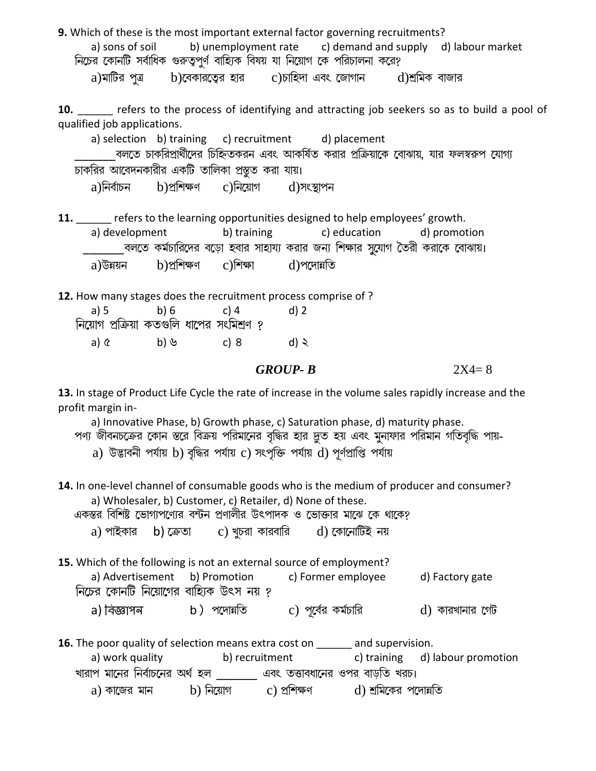**9.** Which of these is the most important external factor governing recruitments?

a) sons of soil b) unemployment rate c) demand and supply d) labour market

নিচের কোনটি সর্বাধিক গুরুত্বপুর্ণ বাহ্যিক বিষয় যা নিয়োগ কে পরিচালনা করে?

a)মাটির পুত্র b)বেকারত্বের হার c)চাহিদা এবং জোগান d)শ্রমিক বাজার

**10.** ______ refers to the process of identifying and attracting job seekers so as to build a pool of qualified job applications.

a) selection b) training c) recruitment d) placement

_______বলতে চাকরিপ্রার্থীদের চিহ্নিতকরন এবং আকর্ষিত করার প্রক্রিয়াকে বোঝায়, যার ফলস্বরুপ যোগ্য চাকরির আবেদনকারীর একটি তালিকা প্রস্তুত করা যায়।

a)নির্বাচন b)প্রশিক্ষণ c)নিয়োগ d)সংস্থাপন

**11.** ______ refers to the learning opportunities designed to help employees' growth.

a) development b) training c) education d) promotion

_______বলতে কর্মচারিদের বড়ো হবার সাহায্য করার জন্য শিক্ষার সুযোগ তৈরী করাকে বোঝায়।

a)উন্নয়ন b)প্রশিক্ষণ c)শিক্ষা d)পদোন্নতি

**12.** How many stages does the recruitment process comprise of ?

a) 5 b) 6 c) 4 d) 2

নিয়োগ প্রক্রিয়া কতগুলি ধাপের সংমিশ্রণ ?

a) ৫ b) ৬ c) ৪ d) ২

## *GROUP- B* 2X4= 8

**13.** In stage of Product Life Cycle the rate of increase in the volume sales rapidly increase and the profit margin in-

a) Innovative Phase, b) Growth phase, c) Saturation phase, d) maturity phase.

পণ্য জীবনচক্রের কোন স্তরে বিক্রয় পরিমানের বৃদ্ধির হার দ্রুত হয় এবং মুনাফার পরিমান গতিবৃদ্ধি পায়-

a) উদ্ভাবনী পর্যায় b) বৃদ্ধির পর্যায় c) সংপৃক্তি পর্যায় d) পূর্ণপ্রাপ্তি পর্যায়

**14.** In one-level channel of consumable goods who is the medium of producer and consumer?

a) Wholesaler, b) Customer, c) Retailer, d) None of these.

একস্তর বিশিষ্ট ভোগ্যপণ্যের বন্টন প্রণালীর উৎপাদক ও ভোক্তার মাঝে কে থাকে?

a) পাইকার b) ক্রেতা c) খুচরা কারবারি d) কোনোটিই নয়

**15.** Which of the following is not an external source of employment?

a) Advertisement b) Promotion c) Former employee d) Factory gate

নিচের কোনটি নিয়োগের বাহ্যিক উৎস নয় ?

a) বিজ্ঞাপন b ) পদোন্নতি c) পূর্বের কর্মচারি d) কারখানার গেট

**16.** The poor quality of selection means extra cost on ______ and supervision.

a) work quality b) recruitment c) training d) labour promotion

খারাপ মানের নির্বাচনের অর্থ হল _______ এবং তত্তাবধানের ওপর বাড়তি খরচ।

a) কাজের মান b) নিয়োগ c) প্রশিক্ষণ d) শ্রমিকের পদোন্নতি